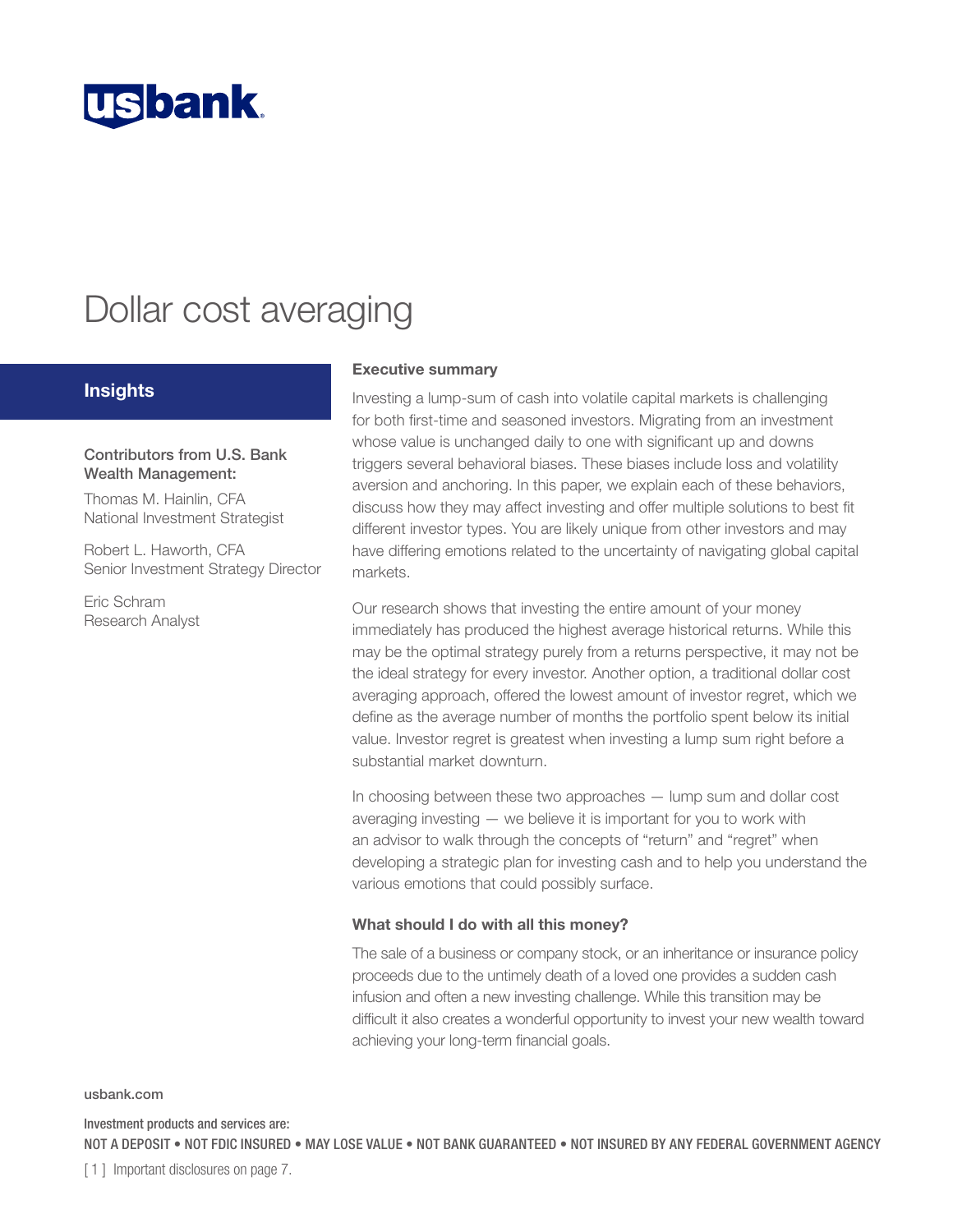# Dollar cost averaging

## Insights

**Contributors from U.S. Bank Wealth Management:**

Thomas M. Hainlin, CFA
National Investment Strategist

Robert L. Haworth, CFA
Senior Investment Strategy Director

Eric Schram
Research Analyst

### Executive summary

Investing a lump-sum of cash into volatile capital markets is challenging for both first-time and seasoned investors. Migrating from an investment whose value is unchanged daily to one with significant up and downs triggers several behavioral biases. These biases include loss and volatility aversion and anchoring. In this paper, we explain each of these behaviors, discuss how they may affect investing and offer multiple solutions to best fit different investor types. You are likely unique from other investors and may have differing emotions related to the uncertainty of navigating global capital markets.

Our research shows that investing the entire amount of your money immediately has produced the highest average historical returns. While this may be the optimal strategy purely from a returns perspective, it may not be the ideal strategy for every investor. Another option, a traditional dollar cost averaging approach, offered the lowest amount of investor regret, which we define as the average number of months the portfolio spent below its initial value. Investor regret is greatest when investing a lump sum right before a substantial market downturn.

In choosing between these two approaches — lump sum and dollar cost averaging investing — we believe it is important for you to work with an advisor to walk through the concepts of "return" and "regret" when developing a strategic plan for investing cash and to help you understand the various emotions that could possibly surface.

### What should I do with all this money?

The sale of a business or company stock, or an inheritance or insurance policy proceeds due to the untimely death of a loved one provides a sudden cash infusion and often a new investing challenge. While this transition may be difficult it also creates a wonderful opportunity to invest your new wealth toward achieving your long-term financial goals.

usbank.com

Investment products and services are:
NOT A DEPOSIT • NOT FDIC INSURED • MAY LOSE VALUE • NOT BANK GUARANTEED • NOT INSURED BY ANY FEDERAL GOVERNMENT AGENCY

Important disclosures on page 7.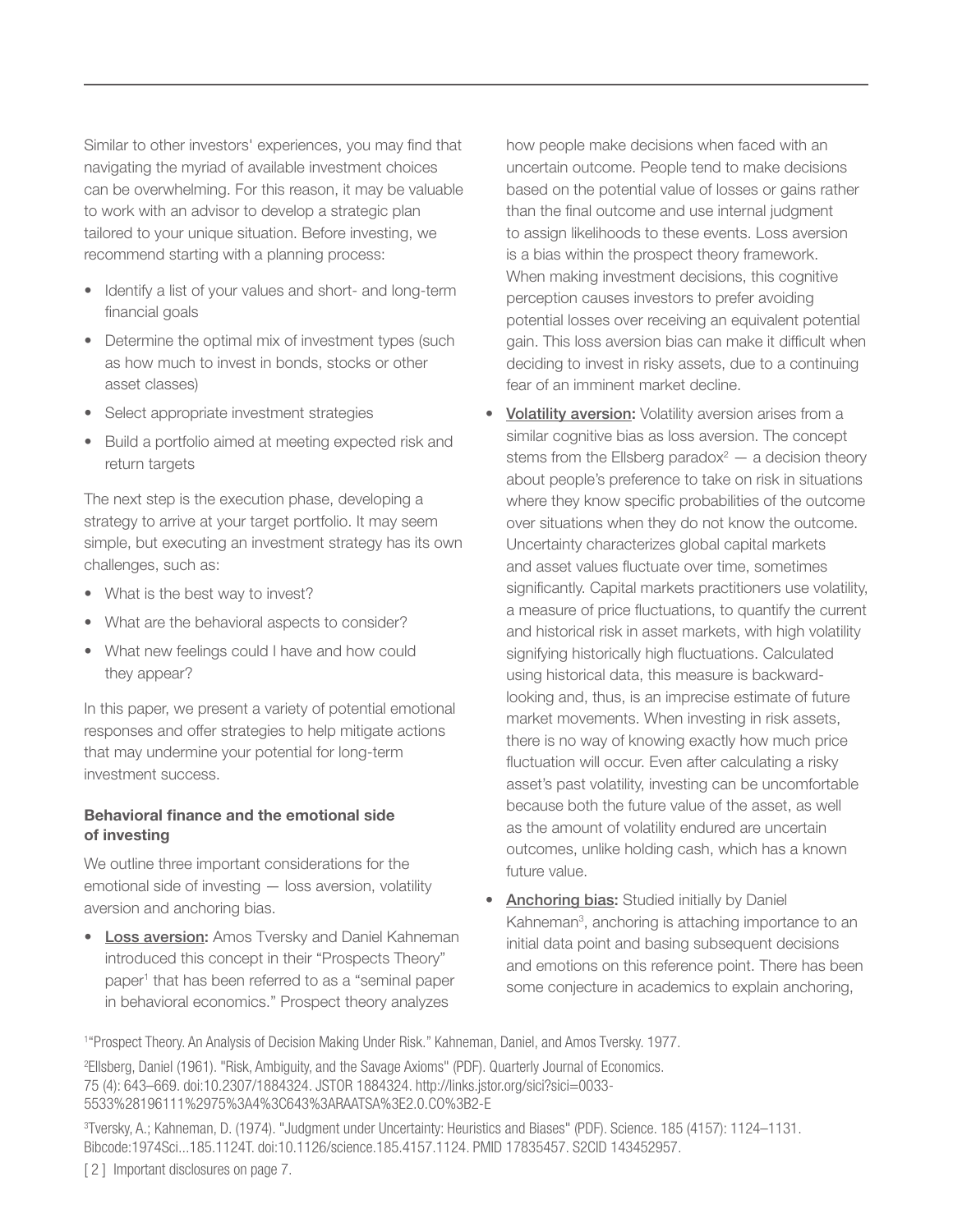Similar to other investors' experiences, you may find that navigating the myriad of available investment choices can be overwhelming. For this reason, it may be valuable to work with an advisor to develop a strategic plan tailored to your unique situation. Before investing, we recommend starting with a planning process:

- Identify a list of your values and short- and long-term financial goals
- Determine the optimal mix of investment types (such as how much to invest in bonds, stocks or other asset classes)
- Select appropriate investment strategies
- Build a portfolio aimed at meeting expected risk and return targets

The next step is the execution phase, developing a strategy to arrive at your target portfolio. It may seem simple, but executing an investment strategy has its own challenges, such as:

- What is the best way to invest?
- What are the behavioral aspects to consider?
- What new feelings could I have and how could they appear?

In this paper, we present a variety of potential emotional responses and offer strategies to help mitigate actions that may undermine your potential for long-term investment success.

**Behavioral finance and the emotional side of investing**

We outline three important considerations for the emotional side of investing — loss aversion, volatility aversion and anchoring bias.

- **Loss aversion:** Amos Tversky and Daniel Kahneman introduced this concept in their "Prospects Theory" paper[1] that has been referred to as a "seminal paper in behavioral economics." Prospect theory analyzes how people make decisions when faced with an uncertain outcome. People tend to make decisions based on the potential value of losses or gains rather than the final outcome and use internal judgment to assign likelihoods to these events. Loss aversion is a bias within the prospect theory framework. When making investment decisions, this cognitive perception causes investors to prefer avoiding potential losses over receiving an equivalent potential gain. This loss aversion bias can make it difficult when deciding to invest in risky assets, due to a continuing fear of an imminent market decline.
- **Volatility aversion:** Volatility aversion arises from a similar cognitive bias as loss aversion. The concept stems from the Ellsberg paradox[2] — a decision theory about people's preference to take on risk in situations where they know specific probabilities of the outcome over situations when they do not know the outcome. Uncertainty characterizes global capital markets and asset values fluctuate over time, sometimes significantly. Capital markets practitioners use volatility, a measure of price fluctuations, to quantify the current and historical risk in asset markets, with high volatility signifying historically high fluctuations. Calculated using historical data, this measure is backward-looking and, thus, is an imprecise estimate of future market movements. When investing in risk assets, there is no way of knowing exactly how much price fluctuation will occur. Even after calculating a risky asset's past volatility, investing can be uncomfortable because both the future value of the asset, as well as the amount of volatility endured are uncertain outcomes, unlike holding cash, which has a known future value.
- **Anchoring bias:** Studied initially by Daniel Kahneman[3], anchoring is attaching importance to an initial data point and basing subsequent decisions and emotions on this reference point. There has been some conjecture in academics to explain anchoring,

[1] "Prospect Theory. An Analysis of Decision Making Under Risk." Kahneman, Daniel, and Amos Tversky. 1977.

[2] Ellsberg, Daniel (1961). "Risk, Ambiguity, and the Savage Axioms" (PDF). Quarterly Journal of Economics. 75 (4): 643–669. doi:10.2307/1884324. JSTOR 1884324. http://links.jstor.org/sici?sici=0033-5533%28196111%2975%3A4%3C643%3ARAATSA%3E2.0.CO%3B2-E

[3] Tversky, A.; Kahneman, D. (1974). "Judgment under Uncertainty: Heuristics and Biases" (PDF). Science. 185 (4157): 1124–1131. Bibcode:1974Sci...185.1124T. doi:10.1126/science.185.4157.1124. PMID 17835457. S2CID 143452957.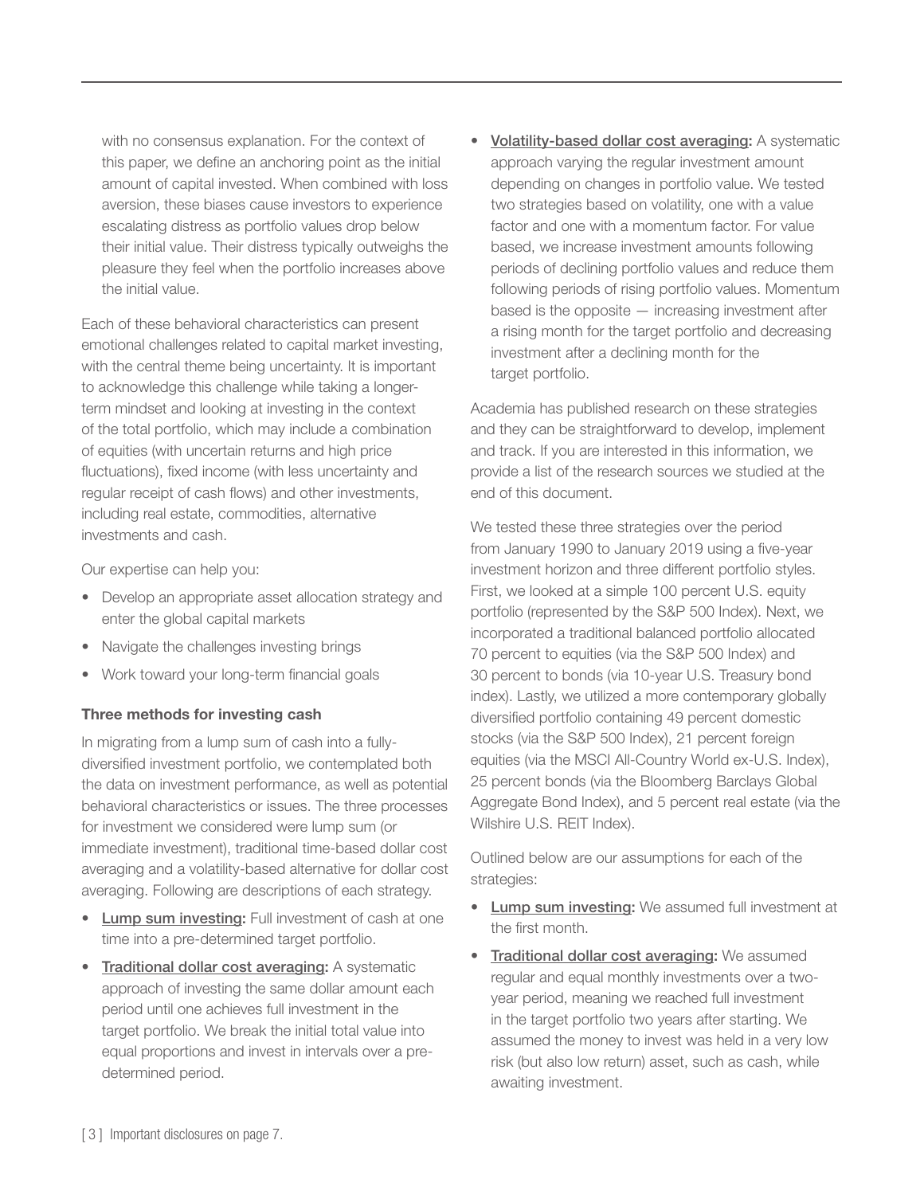with no consensus explanation. For the context of this paper, we define an anchoring point as the initial amount of capital invested. When combined with loss aversion, these biases cause investors to experience escalating distress as portfolio values drop below their initial value. Their distress typically outweighs the pleasure they feel when the portfolio increases above the initial value.

Each of these behavioral characteristics can present emotional challenges related to capital market investing, with the central theme being uncertainty. It is important to acknowledge this challenge while taking a longer-term mindset and looking at investing in the context of the total portfolio, which may include a combination of equities (with uncertain returns and high price fluctuations), fixed income (with less uncertainty and regular receipt of cash flows) and other investments, including real estate, commodities, alternative investments and cash.

Our expertise can help you:

- Develop an appropriate asset allocation strategy and enter the global capital markets
- Navigate the challenges investing brings
- Work toward your long-term financial goals

**Three methods for investing cash**

In migrating from a lump sum of cash into a fully-diversified investment portfolio, we contemplated both the data on investment performance, as well as potential behavioral characteristics or issues. The three processes for investment we considered were lump sum (or immediate investment), traditional time-based dollar cost averaging and a volatility-based alternative for dollar cost averaging. Following are descriptions of each strategy.

- **Lump sum investing:** Full investment of cash at one time into a pre-determined target portfolio.
- **Traditional dollar cost averaging:** A systematic approach of investing the same dollar amount each period until one achieves full investment in the target portfolio. We break the initial total value into equal proportions and invest in intervals over a pre-determined period.
- **Volatility-based dollar cost averaging:** A systematic approach varying the regular investment amount depending on changes in portfolio value. We tested two strategies based on volatility, one with a value factor and one with a momentum factor. For value based, we increase investment amounts following periods of declining portfolio values and reduce them following periods of rising portfolio values. Momentum based is the opposite — increasing investment after a rising month for the target portfolio and decreasing investment after a declining month for the target portfolio.

Academia has published research on these strategies and they can be straightforward to develop, implement and track. If you are interested in this information, we provide a list of the research sources we studied at the end of this document.

We tested these three strategies over the period from January 1990 to January 2019 using a five-year investment horizon and three different portfolio styles. First, we looked at a simple 100 percent U.S. equity portfolio (represented by the S&P 500 Index). Next, we incorporated a traditional balanced portfolio allocated 70 percent to equities (via the S&P 500 Index) and 30 percent to bonds (via 10-year U.S. Treasury bond index). Lastly, we utilized a more contemporary globally diversified portfolio containing 49 percent domestic stocks (via the S&P 500 Index), 21 percent foreign equities (via the MSCI All-Country World ex-U.S. Index), 25 percent bonds (via the Bloomberg Barclays Global Aggregate Bond Index), and 5 percent real estate (via the Wilshire U.S. REIT Index).

Outlined below are our assumptions for each of the strategies:

- **Lump sum investing:** We assumed full investment at the first month.
- **Traditional dollar cost averaging:** We assumed regular and equal monthly investments over a two-year period, meaning we reached full investment in the target portfolio two years after starting. We assumed the money to invest was held in a very low risk (but also low return) asset, such as cash, while awaiting investment.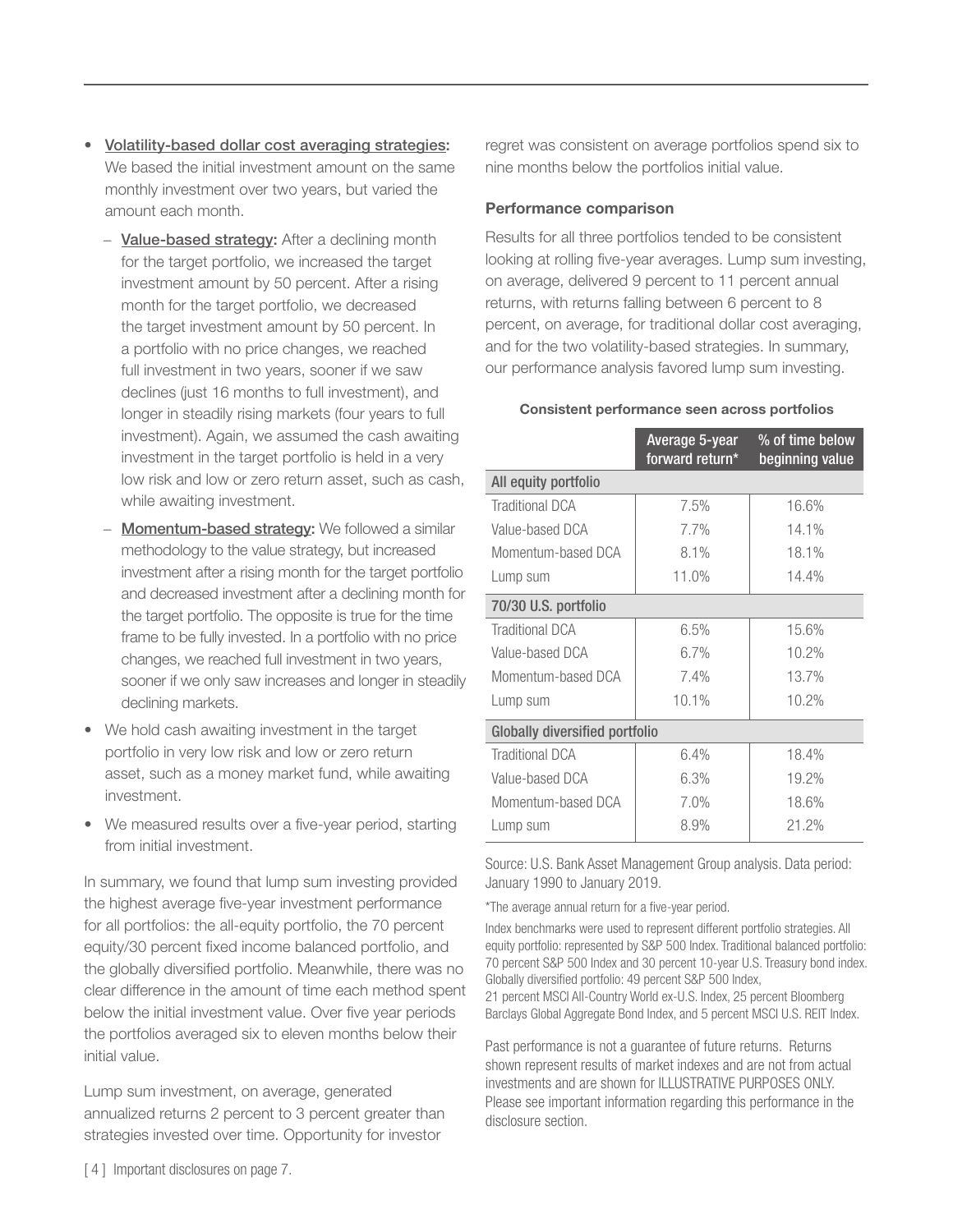- **Volatility-based dollar cost averaging strategies:** We based the initial investment amount on the same monthly investment over two years, but varied the amount each month.
  - **Value-based strategy:** After a declining month for the target portfolio, we increased the target investment amount by 50 percent. After a rising month for the target portfolio, we decreased the target investment amount by 50 percent. In a portfolio with no price changes, we reached full investment in two years, sooner if we saw declines (just 16 months to full investment), and longer in steadily rising markets (four years to full investment). Again, we assumed the cash awaiting investment in the target portfolio is held in a very low risk and low or zero return asset, such as cash, while awaiting investment.
  - **Momentum-based strategy:** We followed a similar methodology to the value strategy, but increased investment after a rising month for the target portfolio and decreased investment after a declining month for the target portfolio. The opposite is true for the time frame to be fully invested. In a portfolio with no price changes, we reached full investment in two years, sooner if we only saw increases and longer in steadily declining markets.
- We hold cash awaiting investment in the target portfolio in very low risk and low or zero return asset, such as a money market fund, while awaiting investment.
- We measured results over a five-year period, starting from initial investment.

In summary, we found that lump sum investing provided the highest average five-year investment performance for all portfolios: the all-equity portfolio, the 70 percent equity/30 percent fixed income balanced portfolio, and the globally diversified portfolio. Meanwhile, there was no clear difference in the amount of time each method spent below the initial investment value. Over five year periods the portfolios averaged six to eleven months below their initial value.

Lump sum investment, on average, generated annualized returns 2 percent to 3 percent greater than strategies invested over time. Opportunity for investor regret was consistent on average portfolios spend six to nine months below the portfolios initial value.

### Performance comparison

Results for all three portfolios tended to be consistent looking at rolling five-year averages. Lump sum investing, on average, delivered 9 percent to 11 percent annual returns, with returns falling between 6 percent to 8 percent, on average, for traditional dollar cost averaging, and for the two volatility-based strategies. In summary, our performance analysis favored lump sum investing.

**Consistent performance seen across portfolios**

| | Average 5-year forward return* | % of time below beginning value |
|---|---|---|
| **All equity portfolio** | | |
| Traditional DCA | 7.5% | 16.6% |
| Value-based DCA | 7.7% | 14.1% |
| Momentum-based DCA | 8.1% | 18.1% |
| Lump sum | 11.0% | 14.4% |
| **70/30 U.S. portfolio** | | |
| Traditional DCA | 6.5% | 15.6% |
| Value-based DCA | 6.7% | 10.2% |
| Momentum-based DCA | 7.4% | 13.7% |
| Lump sum | 10.1% | 10.2% |
| **Globally diversified portfolio** | | |
| Traditional DCA | 6.4% | 18.4% |
| Value-based DCA | 6.3% | 19.2% |
| Momentum-based DCA | 7.0% | 18.6% |
| Lump sum | 8.9% | 21.2% |

Source: U.S. Bank Asset Management Group analysis. Data period: January 1990 to January 2019.

*The average annual return for a five-year period.

Index benchmarks were used to represent different portfolio strategies. All equity portfolio: represented by S&P 500 Index. Traditional balanced portfolio: 70 percent S&P 500 Index and 30 percent 10-year U.S. Treasury bond index. Globally diversified portfolio: 49 percent S&P 500 Index, 21 percent MSCI All-Country World ex-U.S. Index, 25 percent Bloomberg Barclays Global Aggregate Bond Index, and 5 percent MSCI U.S. REIT Index.

Past performance is not a guarantee of future returns. Returns shown represent results of market indexes and are not from actual investments and are shown for ILLUSTRATIVE PURPOSES ONLY. Please see important information regarding this performance in the disclosure section.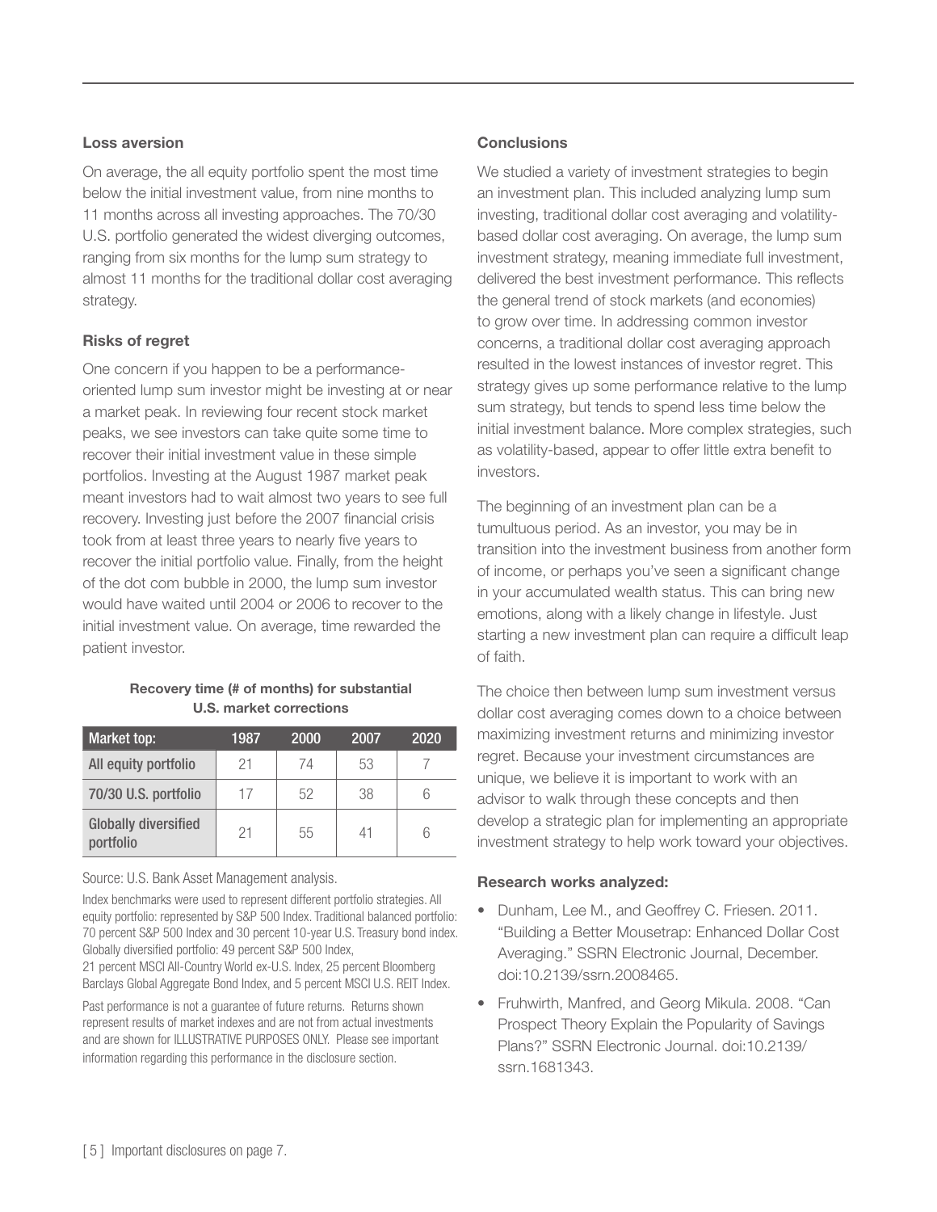### Loss aversion

On average, the all equity portfolio spent the most time below the initial investment value, from nine months to 11 months across all investing approaches. The 70/30 U.S. portfolio generated the widest diverging outcomes, ranging from six months for the lump sum strategy to almost 11 months for the traditional dollar cost averaging strategy.

### Risks of regret

One concern if you happen to be a performance-oriented lump sum investor might be investing at or near a market peak. In reviewing four recent stock market peaks, we see investors can take quite some time to recover their initial investment value in these simple portfolios. Investing at the August 1987 market peak meant investors had to wait almost two years to see full recovery. Investing just before the 2007 financial crisis took from at least three years to nearly five years to recover the initial portfolio value. Finally, from the height of the dot com bubble in 2000, the lump sum investor would have waited until 2004 or 2006 to recover to the initial investment value. On average, time rewarded the patient investor.

**Recovery time (# of months) for substantial U.S. market corrections**

| Market top: | 1987 | 2000 | 2007 | 2020 |
|---|---|---|---|---|
| All equity portfolio | 21 | 74 | 53 | 7 |
| 70/30 U.S. portfolio | 17 | 52 | 38 | 6 |
| Globally diversified portfolio | 21 | 55 | 41 | 6 |

Source: U.S. Bank Asset Management analysis.

Index benchmarks were used to represent different portfolio strategies. All equity portfolio: represented by S&P 500 Index. Traditional balanced portfolio: 70 percent S&P 500 Index and 30 percent 10-year U.S. Treasury bond index. Globally diversified portfolio: 49 percent S&P 500 Index, 21 percent MSCI All-Country World ex-U.S. Index, 25 percent Bloomberg Barclays Global Aggregate Bond Index, and 5 percent MSCI U.S. REIT Index.

Past performance is not a guarantee of future returns. Returns shown represent results of market indexes and are not from actual investments and are shown for ILLUSTRATIVE PURPOSES ONLY. Please see important information regarding this performance in the disclosure section.

### Conclusions

We studied a variety of investment strategies to begin an investment plan. This included analyzing lump sum investing, traditional dollar cost averaging and volatility-based dollar cost averaging. On average, the lump sum investment strategy, meaning immediate full investment, delivered the best investment performance. This reflects the general trend of stock markets (and economies) to grow over time. In addressing common investor concerns, a traditional dollar cost averaging approach resulted in the lowest instances of investor regret. This strategy gives up some performance relative to the lump sum strategy, but tends to spend less time below the initial investment balance. More complex strategies, such as volatility-based, appear to offer little extra benefit to investors.

The beginning of an investment plan can be a tumultuous period. As an investor, you may be in transition into the investment business from another form of income, or perhaps you've seen a significant change in your accumulated wealth status. This can bring new emotions, along with a likely change in lifestyle. Just starting a new investment plan can require a difficult leap of faith.

The choice then between lump sum investment versus dollar cost averaging comes down to a choice between maximizing investment returns and minimizing investor regret. Because your investment circumstances are unique, we believe it is important to work with an advisor to walk through these concepts and then develop a strategic plan for implementing an appropriate investment strategy to help work toward your objectives.

### Research works analyzed:

- Dunham, Lee M., and Geoffrey C. Friesen. 2011. "Building a Better Mousetrap: Enhanced Dollar Cost Averaging." SSRN Electronic Journal, December. doi:10.2139/ssrn.2008465.
- Fruhwirth, Manfred, and Georg Mikula. 2008. "Can Prospect Theory Explain the Popularity of Savings Plans?" SSRN Electronic Journal. doi:10.2139/ssrn.1681343.

Important disclosures on page 7.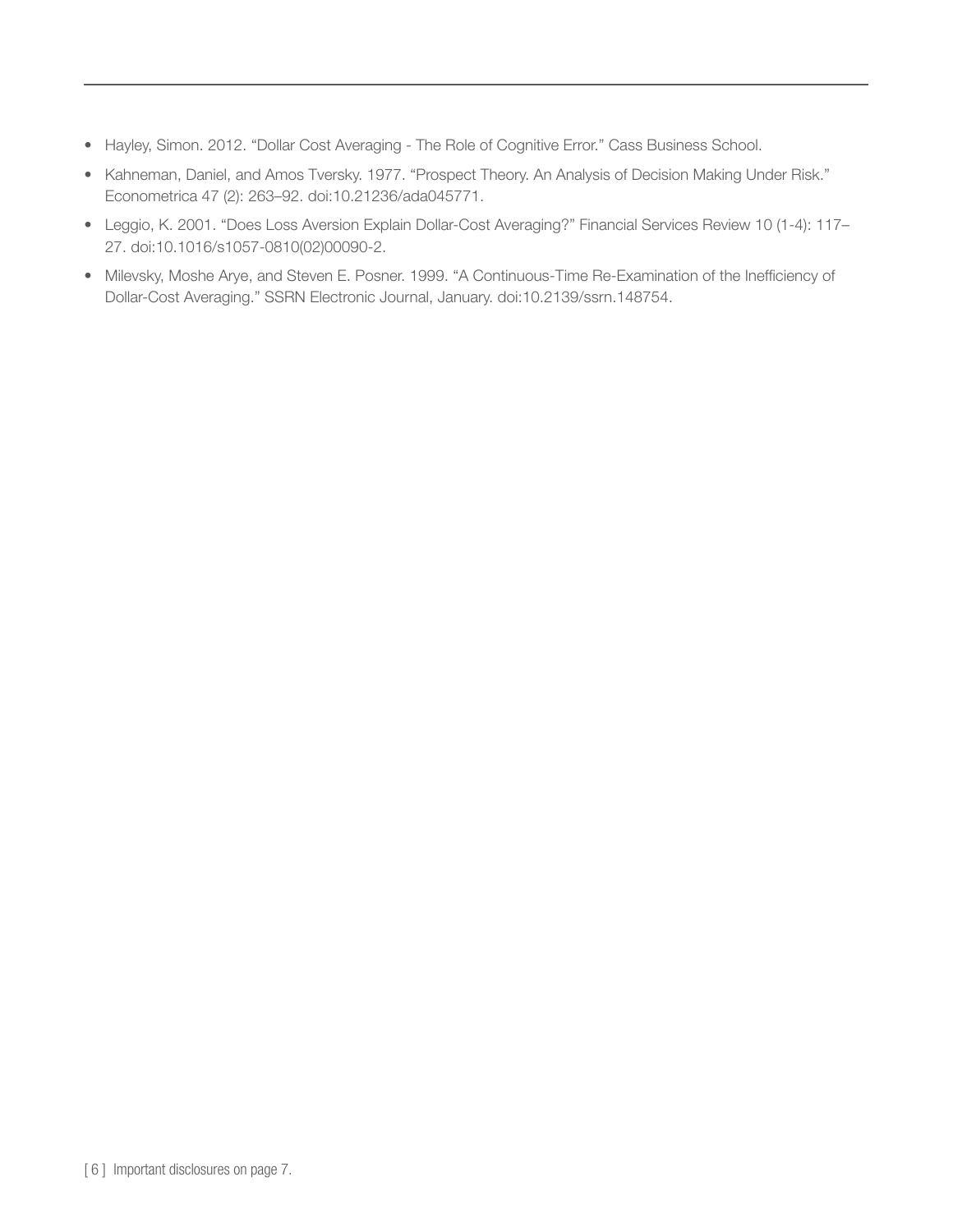- Hayley, Simon. 2012. "Dollar Cost Averaging - The Role of Cognitive Error." Cass Business School.
- Kahneman, Daniel, and Amos Tversky. 1977. "Prospect Theory. An Analysis of Decision Making Under Risk." Econometrica 47 (2): 263–92. doi:10.21236/ada045771.
- Leggio, K. 2001. "Does Loss Aversion Explain Dollar-Cost Averaging?" Financial Services Review 10 (1-4): 117–27. doi:10.1016/s1057-0810(02)00090-2.
- Milevsky, Moshe Arye, and Steven E. Posner. 1999. "A Continuous-Time Re-Examination of the Inefficiency of Dollar-Cost Averaging." SSRN Electronic Journal, January. doi:10.2139/ssrn.148754.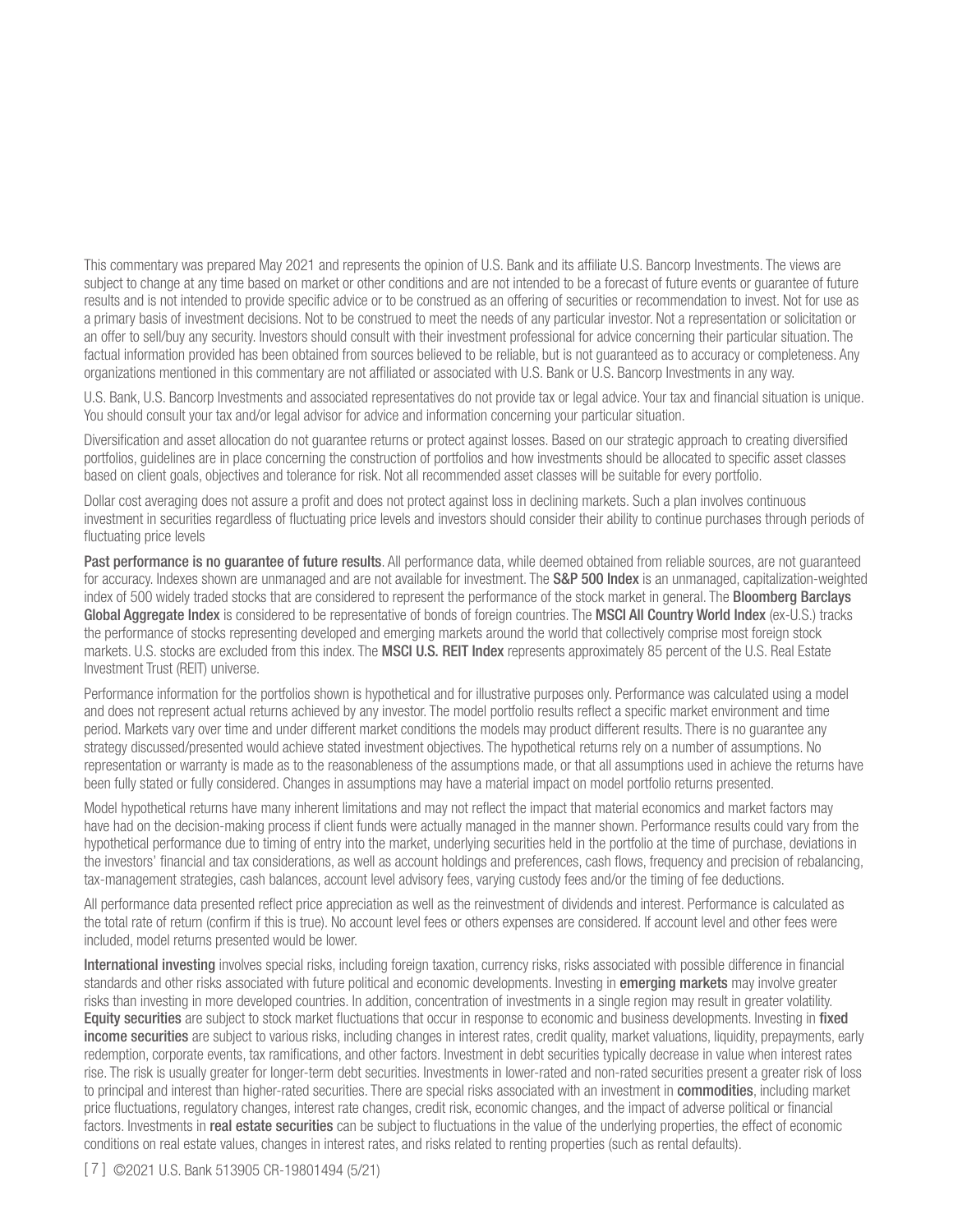This commentary was prepared May 2021 and represents the opinion of U.S. Bank and its affiliate U.S. Bancorp Investments. The views are subject to change at any time based on market or other conditions and are not intended to be a forecast of future events or guarantee of future results and is not intended to provide specific advice or to be construed as an offering of securities or recommendation to invest. Not for use as a primary basis of investment decisions. Not to be construed to meet the needs of any particular investor. Not a representation or solicitation or an offer to sell/buy any security. Investors should consult with their investment professional for advice concerning their particular situation. The factual information provided has been obtained from sources believed to be reliable, but is not guaranteed as to accuracy or completeness. Any organizations mentioned in this commentary are not affiliated or associated with U.S. Bank or U.S. Bancorp Investments in any way.

U.S. Bank, U.S. Bancorp Investments and associated representatives do not provide tax or legal advice. Your tax and financial situation is unique. You should consult your tax and/or legal advisor for advice and information concerning your particular situation.

Diversification and asset allocation do not guarantee returns or protect against losses. Based on our strategic approach to creating diversified portfolios, guidelines are in place concerning the construction of portfolios and how investments should be allocated to specific asset classes based on client goals, objectives and tolerance for risk. Not all recommended asset classes will be suitable for every portfolio.

Dollar cost averaging does not assure a profit and does not protect against loss in declining markets. Such a plan involves continuous investment in securities regardless of fluctuating price levels and investors should consider their ability to continue purchases through periods of fluctuating price levels

**Past performance is no guarantee of future results**. All performance data, while deemed obtained from reliable sources, are not guaranteed for accuracy. Indexes shown are unmanaged and are not available for investment. The **S&P 500 Index** is an unmanaged, capitalization-weighted index of 500 widely traded stocks that are considered to represent the performance of the stock market in general. The **Bloomberg Barclays Global Aggregate Index** is considered to be representative of bonds of foreign countries. The **MSCI All Country World Index** (ex-U.S.) tracks the performance of stocks representing developed and emerging markets around the world that collectively comprise most foreign stock markets. U.S. stocks are excluded from this index. The **MSCI U.S. REIT Index** represents approximately 85 percent of the U.S. Real Estate Investment Trust (REIT) universe.

Performance information for the portfolios shown is hypothetical and for illustrative purposes only. Performance was calculated using a model and does not represent actual returns achieved by any investor. The model portfolio results reflect a specific market environment and time period. Markets vary over time and under different market conditions the models may product different results. There is no guarantee any strategy discussed/presented would achieve stated investment objectives. The hypothetical returns rely on a number of assumptions. No representation or warranty is made as to the reasonableness of the assumptions made, or that all assumptions used in achieve the returns have been fully stated or fully considered. Changes in assumptions may have a material impact on model portfolio returns presented.

Model hypothetical returns have many inherent limitations and may not reflect the impact that material economics and market factors may have had on the decision-making process if client funds were actually managed in the manner shown. Performance results could vary from the hypothetical performance due to timing of entry into the market, underlying securities held in the portfolio at the time of purchase, deviations in the investors' financial and tax considerations, as well as account holdings and preferences, cash flows, frequency and precision of rebalancing, tax-management strategies, cash balances, account level advisory fees, varying custody fees and/or the timing of fee deductions.

All performance data presented reflect price appreciation as well as the reinvestment of dividends and interest. Performance is calculated as the total rate of return (confirm if this is true). No account level fees or others expenses are considered. If account level and other fees were included, model returns presented would be lower.

**International investing** involves special risks, including foreign taxation, currency risks, risks associated with possible difference in financial standards and other risks associated with future political and economic developments. Investing in **emerging markets** may involve greater risks than investing in more developed countries. In addition, concentration of investments in a single region may result in greater volatility. **Equity securities** are subject to stock market fluctuations that occur in response to economic and business developments. Investing in **fixed income securities** are subject to various risks, including changes in interest rates, credit quality, market valuations, liquidity, prepayments, early redemption, corporate events, tax ramifications, and other factors. Investment in debt securities typically decrease in value when interest rates rise. The risk is usually greater for longer-term debt securities. Investments in lower-rated and non-rated securities present a greater risk of loss to principal and interest than higher-rated securities. There are special risks associated with an investment in **commodities**, including market price fluctuations, regulatory changes, interest rate changes, credit risk, economic changes, and the impact of adverse political or financial factors. Investments in **real estate securities** can be subject to fluctuations in the value of the underlying properties, the effect of economic conditions on real estate values, changes in interest rates, and risks related to renting properties (such as rental defaults).

©2021 U.S. Bank 513905 CR-19801494 (5/21)